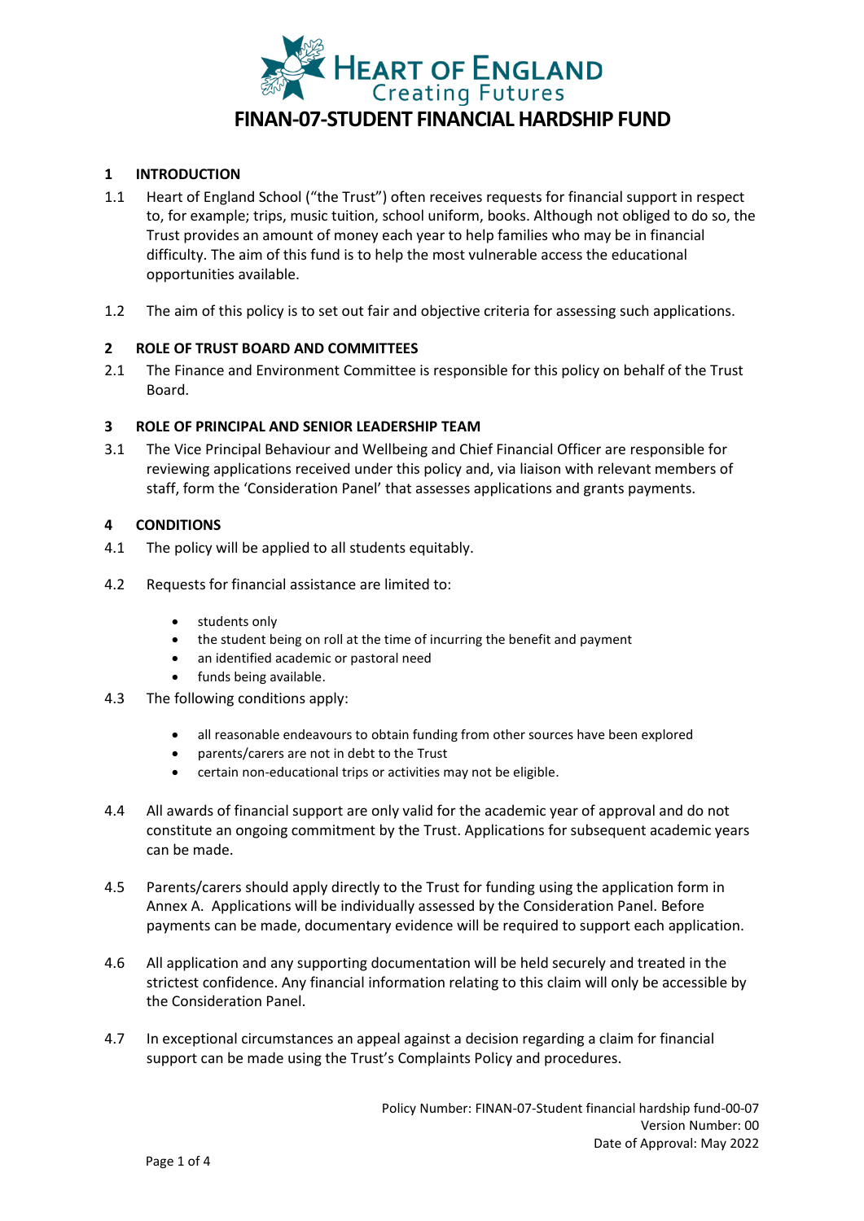HEART OF ENGLAND
Creating Futures

# FINAN-07-STUDENT FINANCIAL HARDSHIP FUND

## 1 INTRODUCTION

1.1 Heart of England School ("the Trust") often receives requests for financial support in respect to, for example; trips, music tuition, school uniform, books. Although not obliged to do so, the Trust provides an amount of money each year to help families who may be in financial difficulty. The aim of this fund is to help the most vulnerable access the educational opportunities available.

1.2 The aim of this policy is to set out fair and objective criteria for assessing such applications.

## 2 ROLE OF TRUST BOARD AND COMMITTEES

2.1 The Finance and Environment Committee is responsible for this policy on behalf of the Trust Board.

## 3 ROLE OF PRINCIPAL AND SENIOR LEADERSHIP TEAM

3.1 The Vice Principal Behaviour and Wellbeing and Chief Financial Officer are responsible for reviewing applications received under this policy and, via liaison with relevant members of staff, form the 'Consideration Panel' that assesses applications and grants payments.

## 4 CONDITIONS

4.1 The policy will be applied to all students equitably.

4.2 Requests for financial assistance are limited to:

- students only
- the student being on roll at the time of incurring the benefit and payment
- an identified academic or pastoral need
- funds being available.

4.3 The following conditions apply:

- all reasonable endeavours to obtain funding from other sources have been explored
- parents/carers are not in debt to the Trust
- certain non-educational trips or activities may not be eligible.

4.4 All awards of financial support are only valid for the academic year of approval and do not constitute an ongoing commitment by the Trust. Applications for subsequent academic years can be made.

4.5 Parents/carers should apply directly to the Trust for funding using the application form in Annex A. Applications will be individually assessed by the Consideration Panel. Before payments can be made, documentary evidence will be required to support each application.

4.6 All application and any supporting documentation will be held securely and treated in the strictest confidence. Any financial information relating to this claim will only be accessible by the Consideration Panel.

4.7 In exceptional circumstances an appeal against a decision regarding a claim for financial support can be made using the Trust's Complaints Policy and procedures.

Policy Number: FINAN-07-Student financial hardship fund-00-07
Version Number: 00
Date of Approval: May 2022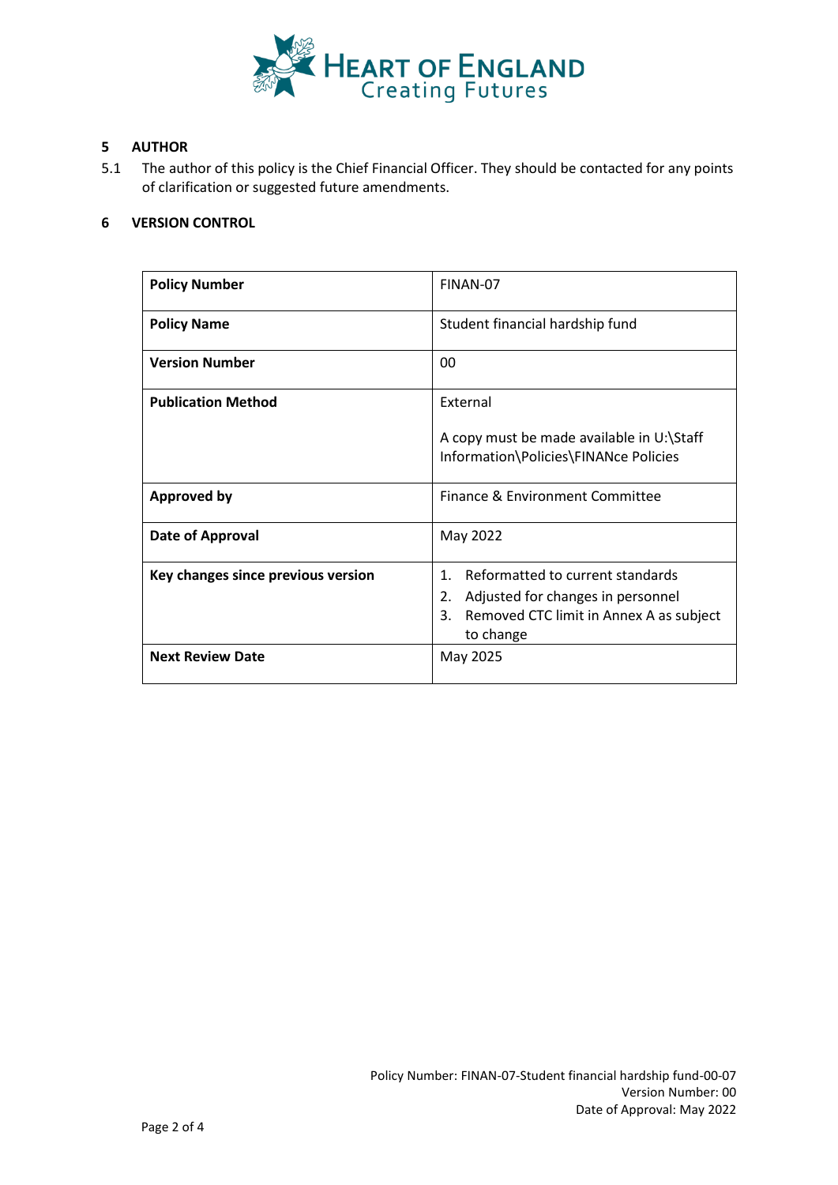## 5 AUTHOR

5.1 The author of this policy is the Chief Financial Officer. They should be contacted for any points of clarification or suggested future amendments.

## 6 VERSION CONTROL

| | |
|---|---|
| **Policy Number** | FINAN-07 |
| **Policy Name** | Student financial hardship fund |
| **Version Number** | 00 |
| **Publication Method** | External<br><br>A copy must be made available in U:\Staff Information\Policies\FINANce Policies |
| **Approved by** | Finance & Environment Committee |
| **Date of Approval** | May 2022 |
| **Key changes since previous version** | 1. Reformatted to current standards<br>2. Adjusted for changes in personnel<br>3. Removed CTC limit in Annex A as subject to change |
| **Next Review Date** | May 2025 |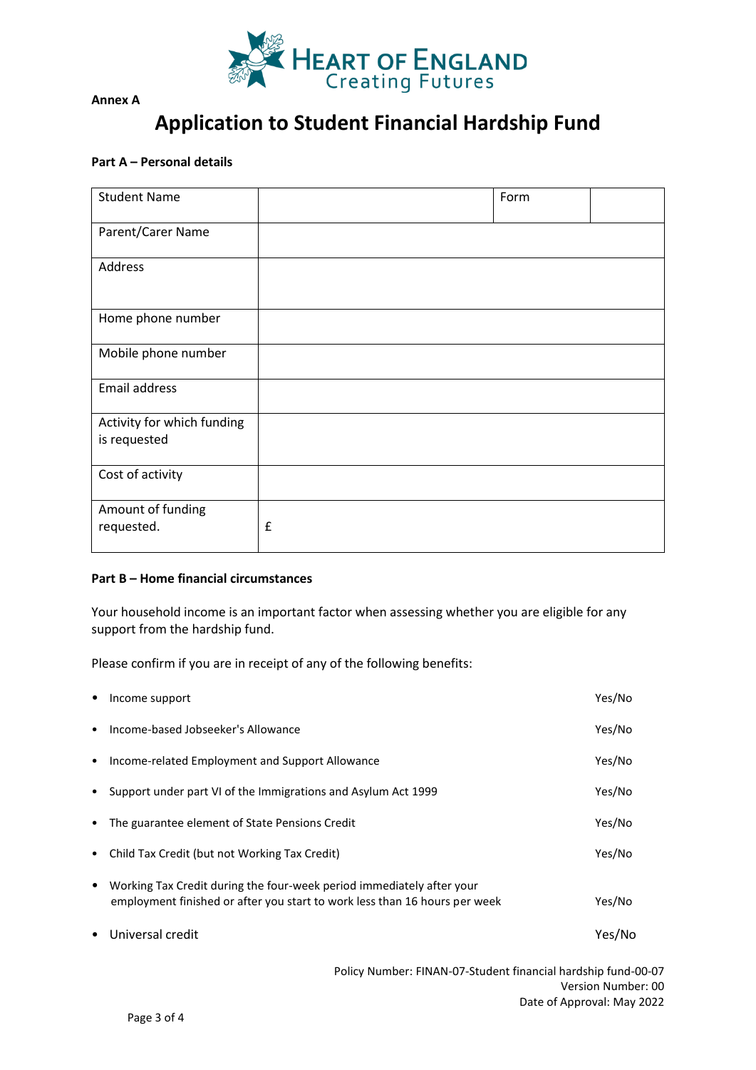Annex A

# Application to Student Financial Hardship Fund

**Part A – Personal details**

| Student Name | | Form | |
|---|---|---|---|
| Parent/Carer Name | | | |
| Address | | | |
| Home phone number | | | |
| Mobile phone number | | | |
| Email address | | | |
| Activity for which funding is requested | | | |
| Cost of activity | | | |
| Amount of funding requested. | £ | | |

**Part B – Home financial circumstances**

Your household income is an important factor when assessing whether you are eligible for any support from the hardship fund.

Please confirm if you are in receipt of any of the following benefits:

- Income support Yes/No
- Income-based Jobseeker's Allowance Yes/No
- Income-related Employment and Support Allowance Yes/No
- Support under part VI of the Immigrations and Asylum Act 1999 Yes/No
- The guarantee element of State Pensions Credit Yes/No
- Child Tax Credit (but not Working Tax Credit) Yes/No
- Working Tax Credit during the four-week period immediately after your employment finished or after you start to work less than 16 hours per week Yes/No
- Universal credit Yes/No

Policy Number: FINAN-07-Student financial hardship fund-00-07
Version Number: 00
Date of Approval: May 2022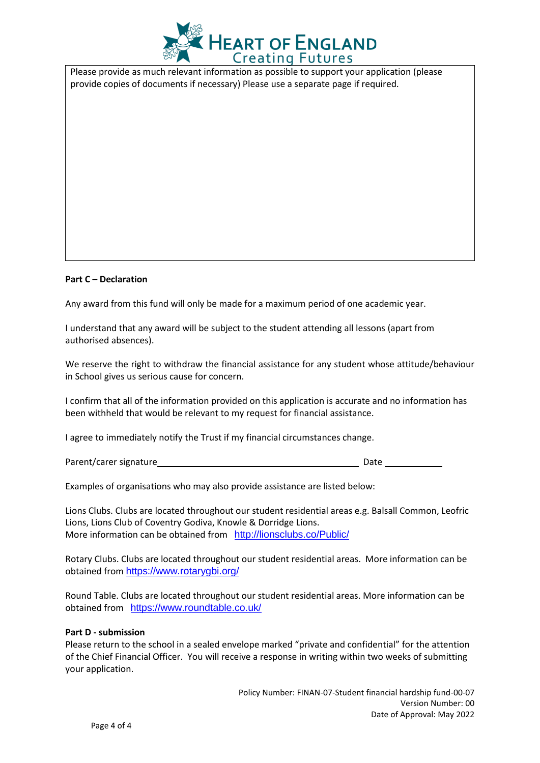Please provide as much relevant information as possible to support your application (please provide copies of documents if necessary) Please use a separate page if required.

**Part C – Declaration**

Any award from this fund will only be made for a maximum period of one academic year.

I understand that any award will be subject to the student attending all lessons (apart from authorised absences).

We reserve the right to withdraw the financial assistance for any student whose attitude/behaviour in School gives us serious cause for concern.

I confirm that all of the information provided on this application is accurate and no information has been withheld that would be relevant to my request for financial assistance.

I agree to immediately notify the Trust if my financial circumstances change.

Parent/carer signature\_\_\_\_\_\_\_\_\_\_\_\_\_\_\_\_\_\_\_\_\_\_\_\_\_\_\_\_\_\_\_\_\_\_\_\_\_\_ Date \_\_\_\_\_\_\_\_\_\_\_\_

Examples of organisations who may also provide assistance are listed below:

Lions Clubs. Clubs are located throughout our student residential areas e.g. Balsall Common, Leofric Lions, Lions Club of Coventry Godiva, Knowle & Dorridge Lions.
More information can be obtained from http://lionsclubs.co/Public/

Rotary Clubs. Clubs are located throughout our student residential areas. More information can be obtained from https://www.rotarygbi.org/

Round Table. Clubs are located throughout our student residential areas. More information can be obtained from https://www.roundtable.co.uk/

**Part D - submission**

Please return to the school in a sealed envelope marked "private and confidential" for the attention of the Chief Financial Officer. You will receive a response in writing within two weeks of submitting your application.

Policy Number: FINAN-07-Student financial hardship fund-00-07
Version Number: 00
Date of Approval: May 2022